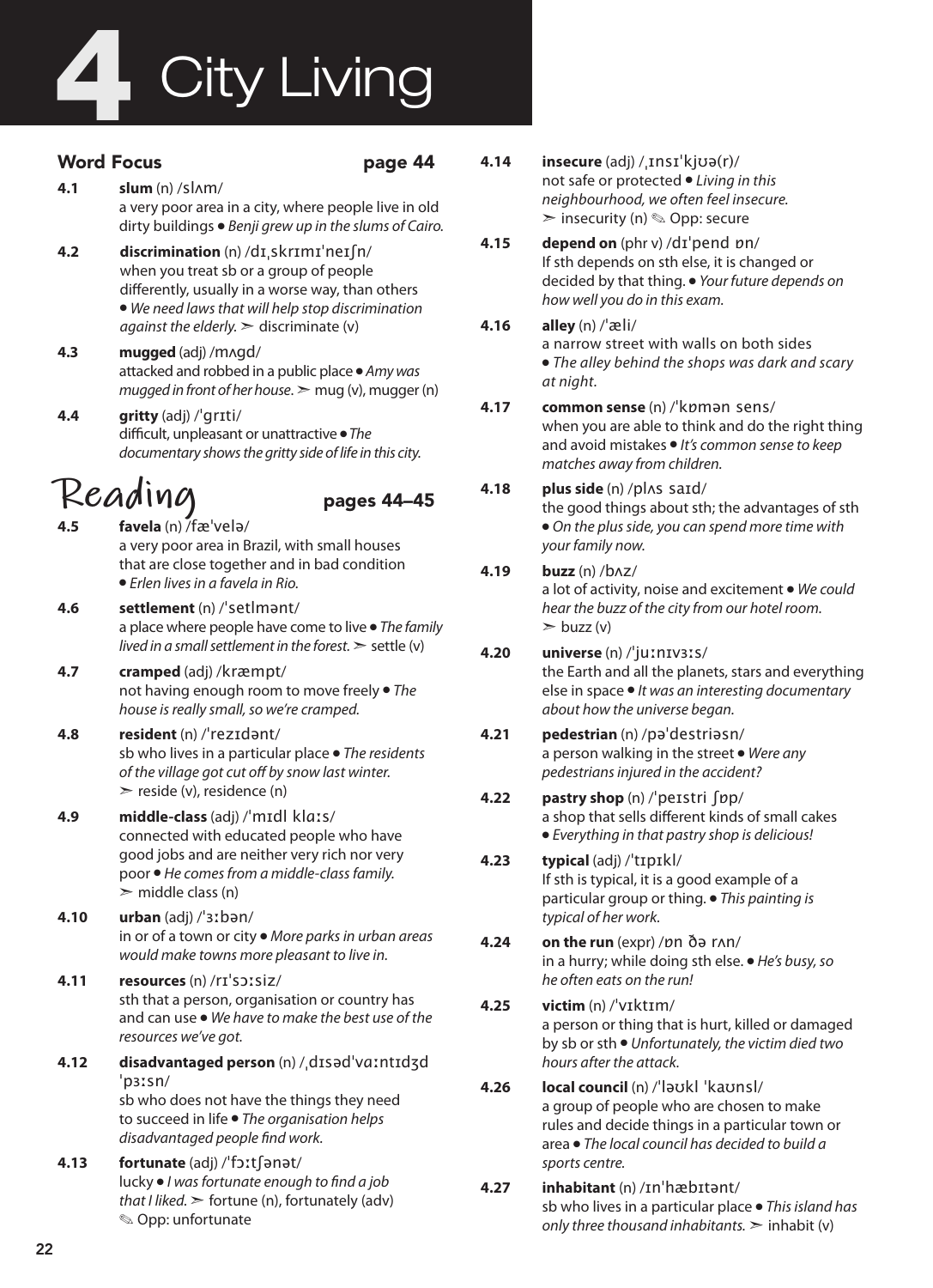# 4 City Living

## Word Focus — page 44

**4.1** **slum** (n) /slʌm/
a very poor area in a city, where people live in old dirty buildings • *Benji grew up in the slums of Cairo.*

**4.2** **discrimination** (n) /dɪˌskrɪmɪˈneɪʃn/
when you treat sb or a group of people differently, usually in a worse way, than others • *We need laws that will help stop discrimination against the elderly.* ➣ discriminate (v)

**4.3** **mugged** (adj) /mʌgd/
attacked and robbed in a public place • *Amy was mugged in front of her house.* ➣ mug (v), mugger (n)

**4.4** **gritty** (adj) /ˈgrɪti/
difficult, unpleasant or unattractive • *The documentary shows the gritty side of life in this city.*

## Reading — pages 44–45

**4.5** **favela** (n) /fæˈvelə/
a very poor area in Brazil, with small houses that are close together and in bad condition • *Erlen lives in a favela in Rio.*

**4.6** **settlement** (n) /ˈsetlmənt/
a place where people have come to live • *The family lived in a small settlement in the forest.* ➣ settle (v)

**4.7** **cramped** (adj) /kræmpt/
not having enough room to move freely • *The house is really small, so we're cramped.*

**4.8** **resident** (n) /ˈrezɪdənt/
sb who lives in a particular place • *The residents of the village got cut off by snow last winter.* ➣ reside (v), residence (n)

**4.9** **middle-class** (adj) /ˈmɪdl klɑːs/
connected with educated people who have good jobs and are neither very rich nor very poor • *He comes from a middle-class family.* ➣ middle class (n)

**4.10** **urban** (adj) /ˈɜːbən/
in or of a town or city • *More parks in urban areas would make towns more pleasant to live in.*

**4.11** **resources** (n) /rɪˈsɔːsiz/
sth that a person, organisation or country has and can use • *We have to make the best use of the resources we've got.*

**4.12** **disadvantaged person** (n) /ˌdɪsədˈvɑːntɪdʒd ˈpɜːsn/
sb who does not have the things they need to succeed in life • *The organisation helps disadvantaged people find work.*

**4.13** **fortunate** (adj) /ˈfɔːtʃənət/
lucky • *I was fortunate enough to find a job that I liked.* ➣ fortune (n), fortunately (adv) ✎ Opp: unfortunate

**4.14** **insecure** (adj) /ˌɪnsɪˈkjʊə(r)/
not safe or protected • *Living in this neighbourhood, we often feel insecure.* ➣ insecurity (n) ✎ Opp: secure

**4.15** **depend on** (phr v) /dɪˈpend ɒn/
If sth depends on sth else, it is changed or decided by that thing. • *Your future depends on how well you do in this exam.*

**4.16** **alley** (n) /ˈæli/
a narrow street with walls on both sides • *The alley behind the shops was dark and scary at night.*

**4.17** **common sense** (n) /ˈkɒmən sens/
when you are able to think and do the right thing and avoid mistakes • *It's common sense to keep matches away from children.*

**4.18** **plus side** (n) /plʌs saɪd/
the good things about sth; the advantages of sth • *On the plus side, you can spend more time with your family now.*

**4.19** **buzz** (n) /bʌz/
a lot of activity, noise and excitement • *We could hear the buzz of the city from our hotel room.* ➣ buzz (v)

**4.20** **universe** (n) /ˈjuːnɪvɜːs/
the Earth and all the planets, stars and everything else in space • *It was an interesting documentary about how the universe began.*

**4.21** **pedestrian** (n) /pəˈdestriəsn/
a person walking in the street • *Were any pedestrians injured in the accident?*

**4.22** **pastry shop** (n) /ˈpeɪstri ʃɒp/
a shop that sells different kinds of small cakes • *Everything in that pastry shop is delicious!*

**4.23** **typical** (adj) /ˈtɪpɪkl/
If sth is typical, it is a good example of a particular group or thing. • *This painting is typical of her work.*

**4.24** **on the run** (expr) /ɒn ðə rʌn/
in a hurry; while doing sth else. • *He's busy, so he often eats on the run!*

**4.25** **victim** (n) /ˈvɪktɪm/
a person or thing that is hurt, killed or damaged by sb or sth • *Unfortunately, the victim died two hours after the attack.*

**4.26** **local council** (n) /ˈləʊkl ˈkaʊnsl/
a group of people who are chosen to make rules and decide things in a particular town or area • *The local council has decided to build a sports centre.*

**4.27** **inhabitant** (n) /ɪnˈhæbɪtənt/
sb who lives in a particular place • *This island has only three thousand inhabitants.* ➣ inhabit (v)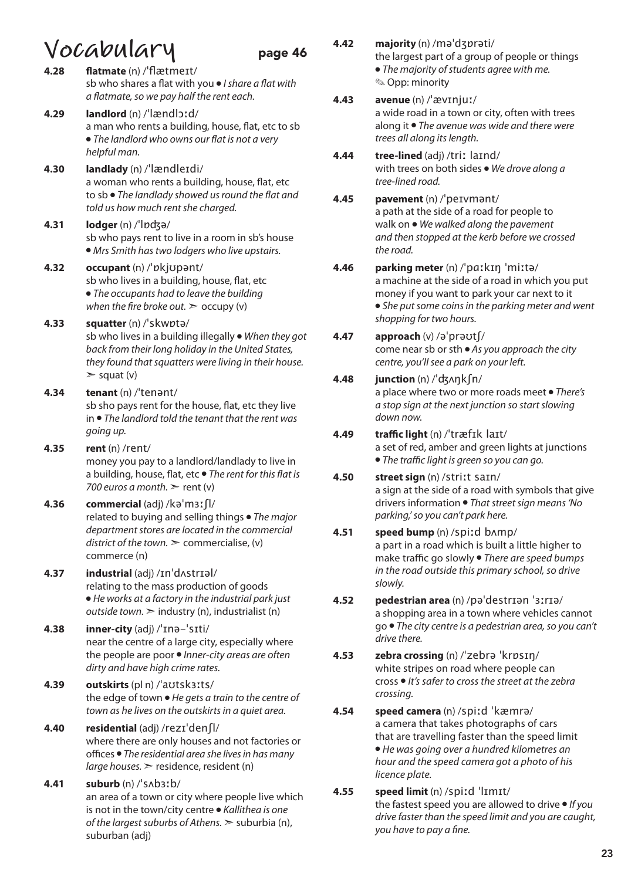# Vocabulary

page 46

**4.28** **flatmate** (n) /ˈflætmeɪt/
sb who shares a flat with you • *I share a flat with a flatmate, so we pay half the rent each.*

**4.29** **landlord** (n) /ˈlændlɔːd/
a man who rents a building, house, flat, etc to sb • *The landlord who owns our flat is not a very helpful man.*

**4.30** **landlady** (n) /ˈlændleɪdi/
a woman who rents a building, house, flat, etc to sb • *The landlady showed us round the flat and told us how much rent she charged.*

**4.31** **lodger** (n) /ˈlɒdʒə/
sb who pays rent to live in a room in sb's house • *Mrs Smith has two lodgers who live upstairs.*

**4.32** **occupant** (n) /ˈɒkjʊpənt/
sb who lives in a building, house, flat, etc • *The occupants had to leave the building when the fire broke out.* ➢ occupy (v)

**4.33** **squatter** (n) /ˈskwɒtə/
sb who lives in a building illegally • *When they got back from their long holiday in the United States, they found that squatters were living in their house.* ➢ squat (v)

**4.34** **tenant** (n) /ˈtenənt/
sb sho pays rent for the house, flat, etc they live in • *The landlord told the tenant that the rent was going up.*

**4.35** **rent** (n) /rent/
money you pay to a landlord/landlady to live in a building, house, flat, etc • *The rent for this flat is 700 euros a month.* ➢ rent (v)

**4.36** **commercial** (adj) /kəˈmɜːʃl/
related to buying and selling things • *The major department stores are located in the commercial district of the town.* ➢ commercialise, (v) commerce (n)

**4.37** **industrial** (adj) /ɪnˈdʌstrɪəl/
relating to the mass production of goods • *He works at a factory in the industrial park just outside town.* ➢ industry (n), industrialist (n)

**4.38** **inner-city** (adj) /ˈɪnə–ˈsɪti/
near the centre of a large city, especially where the people are poor • *Inner-city areas are often dirty and have high crime rates.*

**4.39** **outskirts** (pl n) /ˈaʊtskɜːts/
the edge of town • *He gets a train to the centre of town as he lives on the outskirts in a quiet area.*

**4.40** **residential** (adj) /rezɪˈdenʃl/
where there are only houses and not factories or offices • *The residential area she lives in has many large houses.* ➢ residence, resident (n)

**4.41** **suburb** (n) /ˈsʌbɜːb/
an area of a town or city where people live which is not in the town/city centre • *Kallithea is one of the largest suburbs of Athens.* ➢ suburbia (n), suburban (adj)

**4.42** **majority** (n) /məˈdʒɒrəti/
the largest part of a group of people or things • *The majority of students agree with me.*
✎ Opp: minority

**4.43** **avenue** (n) /ˈævɪnjuː/
a wide road in a town or city, often with trees along it • *The avenue was wide and there were trees all along its length.*

**4.44** **tree-lined** (adj) /triː laɪnd/
with trees on both sides • *We drove along a tree-lined road.*

**4.45** **pavement** (n) /ˈpeɪvmənt/
a path at the side of a road for people to walk on • *We walked along the pavement and then stopped at the kerb before we crossed the road.*

**4.46** **parking meter** (n) /ˈpɑːkɪŋ ˈmiːtə/
a machine at the side of a road in which you put money if you want to park your car next to it • *She put some coins in the parking meter and went shopping for two hours.*

**4.47** **approach** (v) /əˈprəʊtʃ/
come near sb or sth • *As you approach the city centre, you'll see a park on your left.*

**4.48** **junction** (n) /ˈdʒʌŋkʃn/
a place where two or more roads meet • *There's a stop sign at the next junction so start slowing down now.*

**4.49** **traffic light** (n) /ˈtræfɪk laɪt/
a set of red, amber and green lights at junctions • *The traffic light is green so you can go.*

**4.50** **street sign** (n) /striːt saɪn/
a sign at the side of a road with symbols that give drivers information • *That street sign means 'No parking,' so you can't park here.*

**4.51** **speed bump** (n) /spiːd bʌmp/
a part in a road which is built a little higher to make traffic go slowly • *There are speed bumps in the road outside this primary school, so drive slowly.*

**4.52** **pedestrian area** (n) /pəˈdestrɪən ˈɜːrɪə/
a shopping area in a town where vehicles cannot go • *The city centre is a pedestrian area, so you can't drive there.*

**4.53** **zebra crossing** (n) /ˈzebrə ˈkrɒsɪŋ/
white stripes on road where people can cross • *It's safer to cross the street at the zebra crossing.*

**4.54** **speed camera** (n) /spiːd ˈkæmrə/
a camera that takes photographs of cars that are travelling faster than the speed limit • *He was going over a hundred kilometres an hour and the speed camera got a photo of his licence plate.*

**4.55** **speed limit** (n) /spiːd ˈlɪmɪt/
the fastest speed you are allowed to drive • *If you drive faster than the speed limit and you are caught, you have to pay a fine.*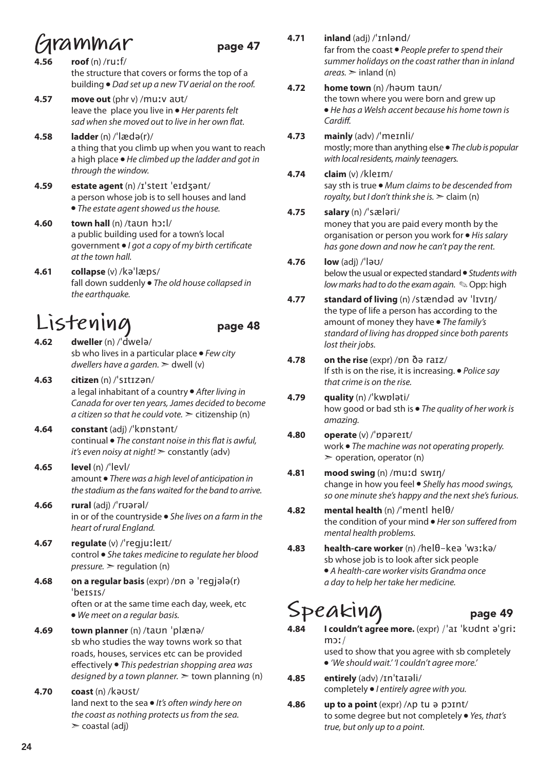## Grammar page 47

**4.56** **roof** (n) /ruːf/
the structure that covers or forms the top of a building • *Dad set up a new TV aerial on the roof.*

**4.57** **move out** (phr v) /muːv aʊt/
leave the place you live in • *Her parents felt sad when she moved out to live in her own flat.*

**4.58** **ladder** (n) /ˈlædə(r)/
a thing that you climb up when you want to reach a high place • *He climbed up the ladder and got in through the window.*

**4.59** **estate agent** (n) /ɪˈsteɪt ˈeɪdʒənt/
a person whose job is to sell houses and land • *The estate agent showed us the house.*

**4.60** **town hall** (n) /taʊn hɔːl/
a public building used for a town's local government • *I got a copy of my birth certificate at the town hall.*

**4.61** **collapse** (v) /kəˈlæps/
fall down suddenly • *The old house collapsed in the earthquake.*

## Listening page 48

**4.62** **dweller** (n) /ˈdwelə/
sb who lives in a particular place • *Few city dwellers have a garden.* ➢ dwell (v)

**4.63** **citizen** (n) /ˈsɪtɪzən/
a legal inhabitant of a country • *After living in Canada for over ten years, James decided to become a citizen so that he could vote.* ➢ citizenship (n)

**4.64** **constant** (adj) /ˈkɒnstənt/
continual • *The constant noise in this flat is awful, it's even noisy at night!* ➢ constantly (adv)

**4.65** **level** (n) /ˈlevl/
amount • *There was a high level of anticipation in the stadium as the fans waited for the band to arrive.*

**4.66** **rural** (adj) /ˈrʊərəl/
in or of the countryside • *She lives on a farm in the heart of rural England.*

**4.67** **regulate** (v) /ˈregjuːleɪt/
control • *She takes medicine to regulate her blood pressure.* ➢ regulation (n)

**4.68** **on a regular basis** (expr) /ɒn ə ˈregjələ(r) ˈbeɪsɪs/
often or at the same time each day, week, etc • *We meet on a regular basis.*

**4.69** **town planner** (n) /taʊn ˈplænə/
sb who studies the way towns work so that roads, houses, services etc can be provided effectively • *This pedestrian shopping area was designed by a town planner.* ➢ town planning (n)

**4.70** **coast** (n) /kəʊst/
land next to the sea • *It's often windy here on the coast as nothing protects us from the sea.* ➢ coastal (adj)

**4.71** **inland** (adj) /ˈɪnlənd/
far from the coast • *People prefer to spend their summer holidays on the coast rather than in inland areas.* ➢ inland (n)

**4.72** **home town** (n) /həʊm taʊn/
the town where you were born and grew up • *He has a Welsh accent because his home town is Cardiff.*

**4.73** **mainly** (adv) /ˈmeɪnli/
mostly; more than anything else • *The club is popular with local residents, mainly teenagers.*

**4.74** **claim** (v) /kleɪm/
say sth is true • *Mum claims to be descended from royalty, but I don't think she is.* ➢ claim (n)

**4.75** **salary** (n) /ˈsæləri/
money that you are paid every month by the organisation or person you work for • *His salary has gone down and now he can't pay the rent.*

**4.76** **low** (adj) /ˈləʊ/
below the usual or expected standard • *Students with low marks had to do the exam again.* ✎ Opp: high

**4.77** **standard of living** (n) /stændəd əv ˈlɪvɪŋ/
the type of life a person has according to the amount of money they have • *The family's standard of living has dropped since both parents lost their jobs.*

**4.78** **on the rise** (expr) /ɒn ðə raɪz/
If sth is on the rise, it is increasing. • *Police say that crime is on the rise.*

**4.79** **quality** (n) /ˈkwɒləti/
how good or bad sth is • *The quality of her work is amazing.*

**4.80** **operate** (v) /ˈɒpəreɪt/
work • *The machine was not operating properly.* ➢ operation, operator (n)

**4.81** **mood swing** (n) /muːd swɪŋ/
change in how you feel • *Shelly has mood swings, so one minute she's happy and the next she's furious.*

**4.82** **mental health** (n) /ˈmentl helθ/
the condition of your mind • *Her son suffered from mental health problems.*

**4.83** **health-care worker** (n) /helθ-keə ˈwɜːkə/
sb whose job is to look after sick people • *A health-care worker visits Grandma once a day to help her take her medicine.*

## Speaking page 49

**4.84** **I couldn't agree more.** (expr) /ˈaɪ ˈkʊdnt əˈgriː mɔː/
used to show that you agree with sb completely • *'We should wait.' 'I couldn't agree more.'*

**4.85** **entirely** (adv) /ɪnˈtaɪəli/
completely • *I entirely agree with you.*

**4.86** **up to a point** (expr) /ʌp tu ə pɔɪnt/
to some degree but not completely • *Yes, that's true, but only up to a point.*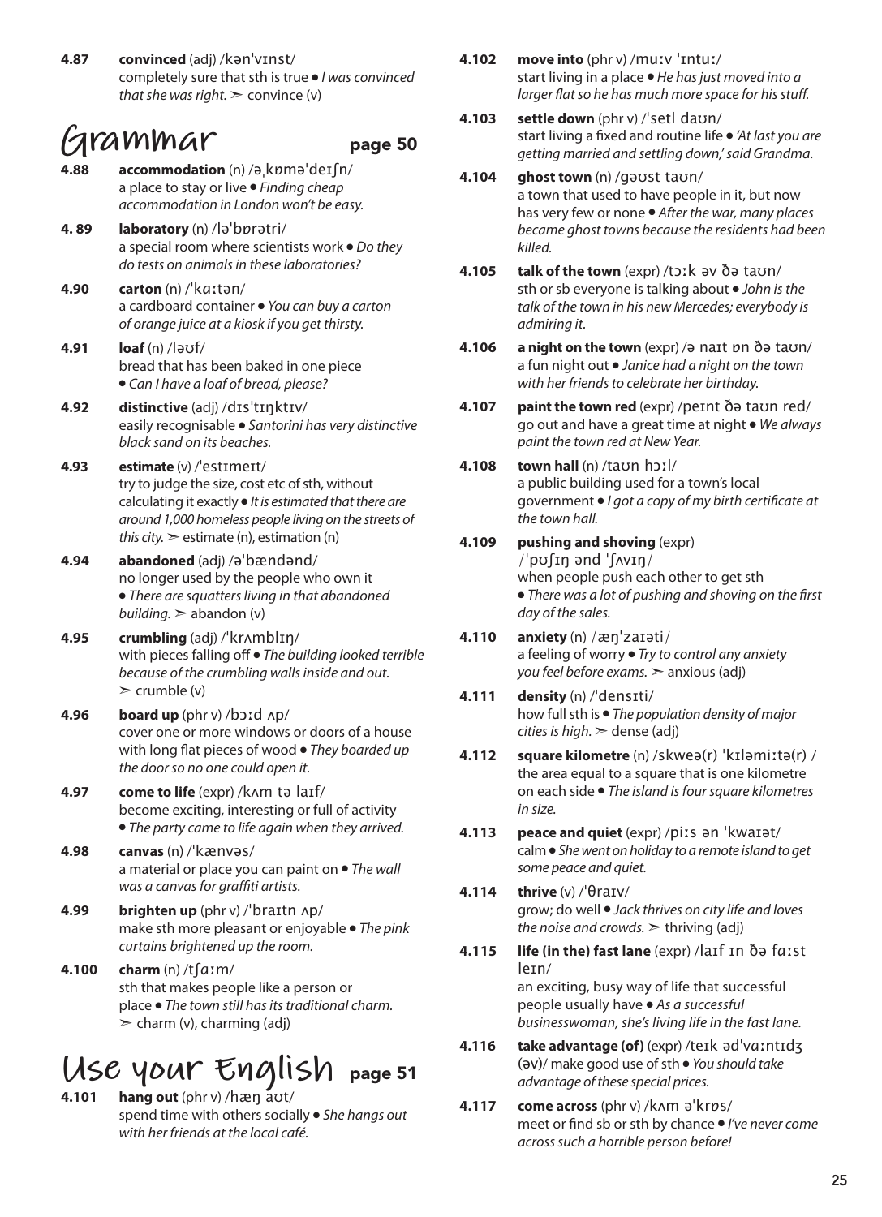**4.87** **convinced** (adj) /kənˈvɪnst/
completely sure that sth is true • *I was convinced that she was right.* ➢ convince (v)

## Grammar page 50

**4.88** **accommodation** (n) /əˌkɒməˈdeɪʃn/
a place to stay or live • *Finding cheap accommodation in London won't be easy.*

**4.89** **laboratory** (n) /ləˈbɒrətri/
a special room where scientists work • *Do they do tests on animals in these laboratories?*

**4.90** **carton** (n) /ˈkɑːtən/
a cardboard container • *You can buy a carton of orange juice at a kiosk if you get thirsty.*

**4.91** **loaf** (n) /ləʊf/
bread that has been baked in one piece • *Can I have a loaf of bread, please?*

**4.92** **distinctive** (adj) /dɪsˈtɪŋktɪv/
easily recognisable • *Santorini has very distinctive black sand on its beaches.*

**4.93** **estimate** (v) /ˈestɪmeɪt/
try to judge the size, cost etc of sth, without calculating it exactly • *It is estimated that there are around 1,000 homeless people living on the streets of this city.* ➢ estimate (n), estimation (n)

**4.94** **abandoned** (adj) /əˈbændənd/
no longer used by the people who own it • *There are squatters living in that abandoned building.* ➢ abandon (v)

**4.95** **crumbling** (adj) /ˈkrʌmblɪŋ/
with pieces falling off • *The building looked terrible because of the crumbling walls inside and out.* ➢ crumble (v)

**4.96** **board up** (phr v) /bɔːd ʌp/
cover one or more windows or doors of a house with long flat pieces of wood • *They boarded up the door so no one could open it.*

**4.97** **come to life** (expr) /kʌm tə laɪf/
become exciting, interesting or full of activity • *The party came to life again when they arrived.*

**4.98** **canvas** (n) /ˈkænvəs/
a material or place you can paint on • *The wall was a canvas for graffiti artists.*

**4.99** **brighten up** (phr v) /ˈbraɪtn ʌp/
make sth more pleasant or enjoyable • *The pink curtains brightened up the room.*

**4.100** **charm** (n) /tʃɑːm/
sth that makes people like a person or place • *The town still has its traditional charm.* ➢ charm (v), charming (adj)

## Use your English page 51

**4.101** **hang out** (phr v) /hæŋ aʊt/
spend time with others socially • *She hangs out with her friends at the local café.*

**4.102** **move into** (phr v) /muːv ˈɪntuː/
start living in a place • *He has just moved into a larger flat so he has much more space for his stuff.*

**4.103** **settle down** (phr v) /ˈsetl daʊn/
start living a fixed and routine life • *'At last you are getting married and settling down,' said Grandma.*

**4.104** **ghost town** (n) /gəʊst taʊn/
a town that used to have people in it, but now has very few or none • *After the war, many places became ghost towns because the residents had been killed.*

**4.105** **talk of the town** (expr) /tɔːk əv ðə taʊn/
sth or sb everyone is talking about • *John is the talk of the town in his new Mercedes; everybody is admiring it.*

**4.106** **a night on the town** (expr) /ə naɪt ɒn ðə taʊn/
a fun night out • *Janice had a night on the town with her friends to celebrate her birthday.*

**4.107** **paint the town red** (expr) /peɪnt ðə taʊn red/
go out and have a great time at night • *We always paint the town red at New Year.*

**4.108** **town hall** (n) /taʊn hɔːl/
a public building used for a town's local government • *I got a copy of my birth certificate at the town hall.*

**4.109** **pushing and shoving** (expr) /ˈpʊʃɪŋ ənd ˈʃʌvɪŋ/
when people push each other to get sth • *There was a lot of pushing and shoving on the first day of the sales.*

**4.110** **anxiety** (n) /æŋˈzaɪəti/
a feeling of worry • *Try to control any anxiety you feel before exams.* ➢ anxious (adj)

**4.111** **density** (n) /ˈdensɪti/
how full sth is • *The population density of major cities is high.* ➢ dense (adj)

**4.112** **square kilometre** (n) /skweə(r) ˈkɪləmiːtə(r) /
the area equal to a square that is one kilometre on each side • *The island is four square kilometres in size.*

**4.113** **peace and quiet** (expr) /piːs ən ˈkwaɪət/
calm • *She went on holiday to a remote island to get some peace and quiet.*

**4.114** **thrive** (v) /ˈθraɪv/
grow; do well • *Jack thrives on city life and loves the noise and crowds.* ➢ thriving (adj)

**4.115** **life (in the) fast lane** (expr) /laɪf ɪn ðə fɑːst leɪn/
an exciting, busy way of life that successful people usually have • *As a successful businesswoman, she's living life in the fast lane.*

**4.116** **take advantage (of)** (expr) /teɪk ədˈvɑːntɪdʒ (əv)/ make good use of sth • *You should take advantage of these special prices.*

**4.117** **come across** (phr v) /kʌm əˈkrɒs/
meet or find sb or sth by chance • *I've never come across such a horrible person before!*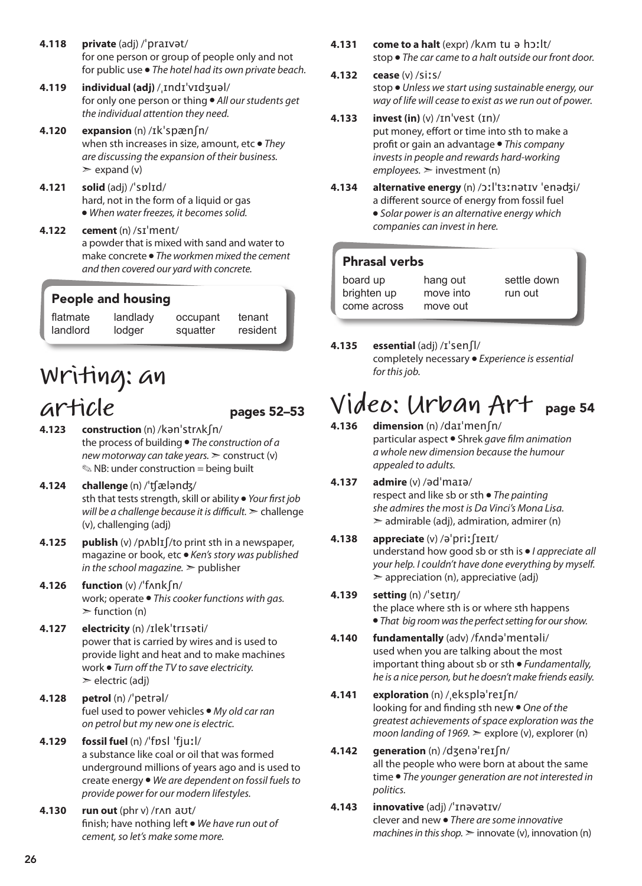**4.118** **private** (adj) /ˈpraɪvət/
for one person or group of people only and not for public use ● *The hotel had its own private beach.*

**4.119** **individual (adj)** /ˌɪndɪˈvɪdʒuəl/
for only one person or thing ● *All our students get the individual attention they need.*

**4.120** **expansion** (n) /ɪkˈspænʃn/
when sth increases in size, amount, etc ● *They are discussing the expansion of their business.*
➣ expand (v)

**4.121** **solid** (adj) /ˈsɒlɪd/
hard, not in the form of a liquid or gas
● *When water freezes, it becomes solid.*

**4.122** **cement** (n) /sɪˈment/
a powder that is mixed with sand and water to make concrete ● *The workmen mixed the cement and then covered our yard with concrete.*

### People and housing

| | | | |
|---|---|---|---|
| flatmate | landlady | occupant | tenant |
| landlord | lodger | squatter | resident |

## Writing: an article — pages 52–53

**4.123** **construction** (n) /kənˈstrʌkʃn/
the process of building ● *The construction of a new motorway can take years.* ➣ construct (v)
✎ NB: under construction = being built

**4.124** **challenge** (n) /ˈtʃæləndʒ/
sth that tests strength, skill or ability ● *Your first job will be a challenge because it is difficult.* ➣ challenge (v), challenging (adj)

**4.125** **publish** (v) /ˈpʌblɪʃ/to print sth in a newspaper, magazine or book, etc ● *Ken's story was published in the school magazine.* ➣ publisher

**4.126** **function** (v) /ˈfʌnkʃn/
work; operate ● *This cooker functions with gas.*
➣ function (n)

**4.127** **electricity** (n) /ɪlekˈtrɪsəti/
power that is carried by wires and is used to provide light and heat and to make machines work ● *Turn off the TV to save electricity.*
➣ electric (adj)

**4.128** **petrol** (n) /ˈpetrəl/
fuel used to power vehicles ● *My old car ran on petrol but my new one is electric.*

**4.129** **fossil fuel** (n) /ˈfɒsl ˈfjuːl/
a substance like coal or oil that was formed underground millions of years ago and is used to create energy ● *We are dependent on fossil fuels to provide power for our modern lifestyles.*

**4.130** **run out** (phr v) /rʌn aʊt/
finish; have nothing left ● *We have run out of cement, so let's make some more.*

**4.131** **come to a halt** (expr) /kʌm tu ə hɔːlt/
stop ● *The car came to a halt outside our front door.*

**4.132** **cease** (v) /siːs/
stop ● *Unless we start using sustainable energy, our way of life will cease to exist as we run out of power.*

**4.133** **invest (in)** (v) /ɪnˈvest (ɪn)/
put money, effort or time into sth to make a profit or gain an advantage ● *This company invests in people and rewards hard-working employees.* ➣ investment (n)

**4.134** **alternative energy** (n) /ɔːlˈtɜːnətɪv ˈenədʒi/
a different source of energy from fossil fuel
● *Solar power is an alternative energy which companies can invest in here.*

### Phrasal verbs

| | | |
|---|---|---|
| board up | hang out | settle down |
| brighten up | move into | run out |
| come across | move out | |

**4.135** **essential** (adj) /ɪˈsenʃl/
completely necessary ● *Experience is essential for this job.*

## Video: Urban Art — page 54

**4.136** **dimension** (n) /daɪˈmenʃn/
particular aspect ● Shrek *gave film animation a whole new dimension because the humour appealed to adults.*

**4.137** **admire** (v) /ədˈmaɪə/
respect and like sb or sth ● *The painting she admires the most is Da Vinci's Mona Lisa.*
➣ admirable (adj), admiration, admirer (n)

**4.138** **appreciate** (v) /əˈpriːʃɪeɪt/
understand how good sb or sth is ● *I appreciate all your help. I couldn't have done everything by myself.*
➣ appreciation (n), appreciative (adj)

**4.139** **setting** (n) /ˈsetɪŋ/
the place where sth is or where sth happens
● *That big room was the perfect setting for our show.*

**4.140** **fundamentally** (adv) /fʌndəˈmentəli/
used when you are talking about the most important thing about sb or sth ● *Fundamentally, he is a nice person, but he doesn't make friends easily.*

**4.141** **exploration** (n) /ˌekspləˈreɪʃn/
looking for and finding sth new ● *One of the greatest achievements of space exploration was the moon landing of 1969.* ➣ explore (v), explorer (n)

**4.142** **generation** (n) /dʒenəˈreɪʃn/
all the people who were born at about the same time ● *The younger generation are not interested in politics.*

**4.143** **innovative** (adj) /ˈɪnəvətɪv/
clever and new ● *There are some innovative machines in this shop.* ➣ innovate (v), innovation (n)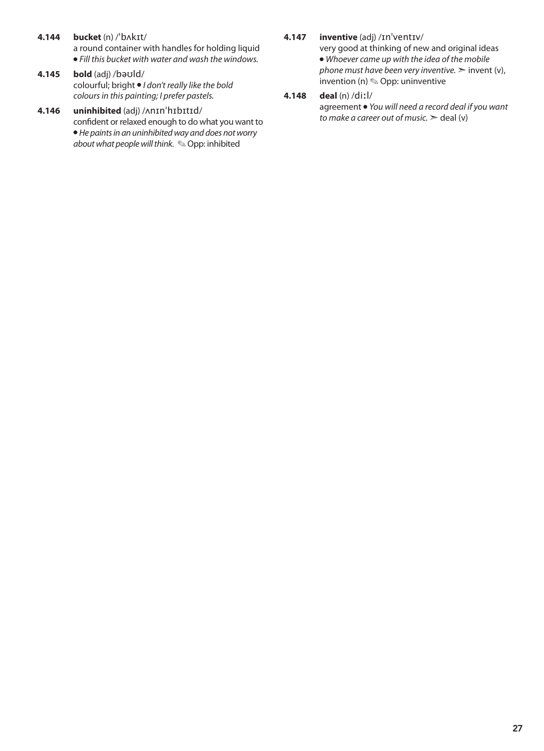**4.144** **bucket** (n) /ˈbʌkɪt/
a round container with handles for holding liquid
● *Fill this bucket with water and wash the windows.*

**4.145** **bold** (adj) /bəʊld/
colourful; bright ● *I don't really like the bold colours in this painting; I prefer pastels.*

**4.146** **uninhibited** (adj) /ʌnɪnˈhɪbɪtɪd/
confident or relaxed enough to do what you want to
● *He paints in an uninhibited way and does not worry about what people will think.* ✎ Opp: inhibited

**4.147** **inventive** (adj) /ɪnˈventɪv/
very good at thinking of new and original ideas
● *Whoever came up with the idea of the mobile phone must have been very inventive.* ➢ invent (v), invention (n) ✎ Opp: uninventive

**4.148** **deal** (n) /diːl/
agreement ● *You will need a record deal if you want to make a career out of music.* ➢ deal (v)